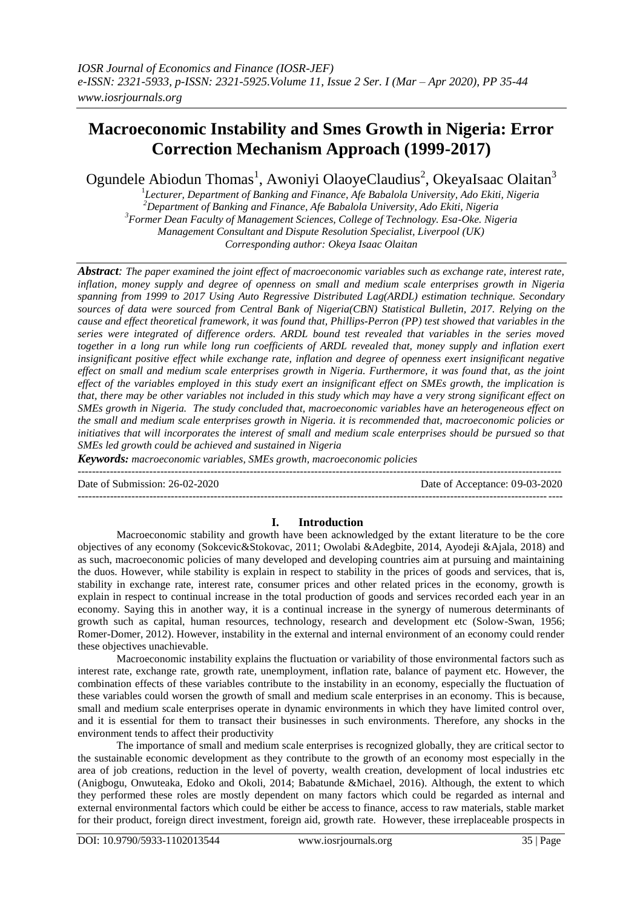# Macroeconomic Instability and Smes Growth in Nigeria: Error Correction Mechanism Approach (1999-2017)

Ogundele Abiodun Thomas[1], Awoniyi OlaoyeClaudius[2], OkeyaIsaac Olaitan[3]

[1]Lecturer, Department of Banking and Finance, Afe Babalola University, Ado Ekiti, Nigeria
[2]Department of Banking and Finance, Afe Babalola University, Ado Ekiti, Nigeria
[3]Former Dean Faculty of Management Sciences, College of Technology. Esa-Oke. Nigeria
Management Consultant and Dispute Resolution Specialist, Liverpool (UK)
Corresponding author: Okeya Isaac Olaitan

***Abstract**: The paper examined the joint effect of macroeconomic variables such as exchange rate, interest rate, inflation, money supply and degree of openness on small and medium scale enterprises growth in Nigeria spanning from 1999 to 2017 Using Auto Regressive Distributed Lag(ARDL) estimation technique. Secondary sources of data were sourced from Central Bank of Nigeria(CBN) Statistical Bulletin, 2017. Relying on the cause and effect theoretical framework, it was found that, Phillips-Perron (PP) test showed that variables in the series were integrated of difference orders. ARDL bound test revealed that variables in the series moved together in a long run while long run coefficients of ARDL revealed that, money supply and inflation exert insignificant positive effect while exchange rate, inflation and degree of openness exert insignificant negative effect on small and medium scale enterprises growth in Nigeria. Furthermore, it was found that, as the joint effect of the variables employed in this study exert an insignificant effect on SMEs growth, the implication is that, there may be other variables not included in this study which may have a very strong significant effect on SMEs growth in Nigeria. The study concluded that, macroeconomic variables have an heterogeneous effect on the small and medium scale enterprises growth in Nigeria. it is recommended that, macroeconomic policies or initiatives that will incorporates the interest of small and medium scale enterprises should be pursued so that SMEs led growth could be achieved and sustained in Nigeria*

***Keywords:** macroeconomic variables, SMEs growth, macroeconomic policies*

---

Date of Submission: 26-02-2020 | Date of Acceptance: 09-03-2020

---

## I. Introduction

Macroeconomic stability and growth have been acknowledged by the extant literature to be the core objectives of any economy (Sokcevic&Stokovac, 2011; Owolabi &Adegbite, 2014, Ayodeji &Ajala, 2018) and as such, macroeconomic policies of many developed and developing countries aim at pursuing and maintaining the duos. However, while stability is explain in respect to stability in the prices of goods and services, that is, stability in exchange rate, interest rate, consumer prices and other related prices in the economy, growth is explain in respect to continual increase in the total production of goods and services recorded each year in an economy. Saying this in another way, it is a continual increase in the synergy of numerous determinants of growth such as capital, human resources, technology, research and development etc (Solow-Swan, 1956; Romer-Domer, 2012). However, instability in the external and internal environment of an economy could render these objectives unachievable.

Macroeconomic instability explains the fluctuation or variability of those environmental factors such as interest rate, exchange rate, growth rate, unemployment, inflation rate, balance of payment etc. However, the combination effects of these variables contribute to the instability in an economy, especially the fluctuation of these variables could worsen the growth of small and medium scale enterprises in an economy. This is because, small and medium scale enterprises operate in dynamic environments in which they have limited control over, and it is essential for them to transact their businesses in such environments. Therefore, any shocks in the environment tends to affect their productivity

The importance of small and medium scale enterprises is recognized globally, they are critical sector to the sustainable economic development as they contribute to the growth of an economy most especially in the area of job creations, reduction in the level of poverty, wealth creation, development of local industries etc (Anigbogu, Onwuteaka, Edoko and Okoli, 2014; Babatunde &Michael, 2016). Although, the extent to which they performed these roles are mostly dependent on many factors which could be regarded as internal and external environmental factors which could be either be access to finance, access to raw materials, stable market for their product, foreign direct investment, foreign aid, growth rate. However, these irreplaceable prospects in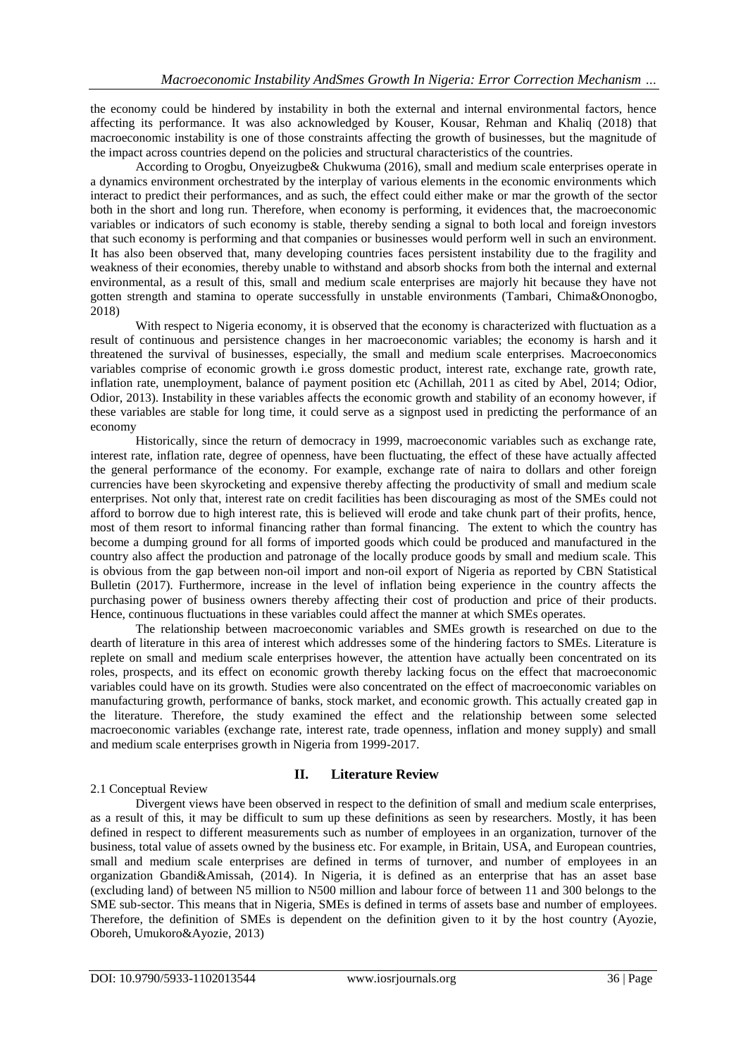the economy could be hindered by instability in both the external and internal environmental factors, hence affecting its performance. It was also acknowledged by Kouser, Kousar, Rehman and Khaliq (2018) that macroeconomic instability is one of those constraints affecting the growth of businesses, but the magnitude of the impact across countries depend on the policies and structural characteristics of the countries.

According to Orogbu, Onyeizugbe& Chukwuma (2016), small and medium scale enterprises operate in a dynamics environment orchestrated by the interplay of various elements in the economic environments which interact to predict their performances, and as such, the effect could either make or mar the growth of the sector both in the short and long run. Therefore, when economy is performing, it evidences that, the macroeconomic variables or indicators of such economy is stable, thereby sending a signal to both local and foreign investors that such economy is performing and that companies or businesses would perform well in such an environment. It has also been observed that, many developing countries faces persistent instability due to the fragility and weakness of their economies, thereby unable to withstand and absorb shocks from both the internal and external environmental, as a result of this, small and medium scale enterprises are majorly hit because they have not gotten strength and stamina to operate successfully in unstable environments (Tambari, Chima&Ononogbo, 2018)

With respect to Nigeria economy, it is observed that the economy is characterized with fluctuation as a result of continuous and persistence changes in her macroeconomic variables; the economy is harsh and it threatened the survival of businesses, especially, the small and medium scale enterprises. Macroeconomics variables comprise of economic growth i.e gross domestic product, interest rate, exchange rate, growth rate, inflation rate, unemployment, balance of payment position etc (Achillah, 2011 as cited by Abel, 2014; Odior, Odior, 2013). Instability in these variables affects the economic growth and stability of an economy however, if these variables are stable for long time, it could serve as a signpost used in predicting the performance of an economy

Historically, since the return of democracy in 1999, macroeconomic variables such as exchange rate, interest rate, inflation rate, degree of openness, have been fluctuating, the effect of these have actually affected the general performance of the economy. For example, exchange rate of naira to dollars and other foreign currencies have been skyrocketing and expensive thereby affecting the productivity of small and medium scale enterprises. Not only that, interest rate on credit facilities has been discouraging as most of the SMEs could not afford to borrow due to high interest rate, this is believed will erode and take chunk part of their profits, hence, most of them resort to informal financing rather than formal financing. The extent to which the country has become a dumping ground for all forms of imported goods which could be produced and manufactured in the country also affect the production and patronage of the locally produce goods by small and medium scale. This is obvious from the gap between non-oil import and non-oil export of Nigeria as reported by CBN Statistical Bulletin (2017). Furthermore, increase in the level of inflation being experience in the country affects the purchasing power of business owners thereby affecting their cost of production and price of their products. Hence, continuous fluctuations in these variables could affect the manner at which SMEs operates.

The relationship between macroeconomic variables and SMEs growth is researched on due to the dearth of literature in this area of interest which addresses some of the hindering factors to SMEs. Literature is replete on small and medium scale enterprises however, the attention have actually been concentrated on its roles, prospects, and its effect on economic growth thereby lacking focus on the effect that macroeconomic variables could have on its growth. Studies were also concentrated on the effect of macroeconomic variables on manufacturing growth, performance of banks, stock market, and economic growth. This actually created gap in the literature. Therefore, the study examined the effect and the relationship between some selected macroeconomic variables (exchange rate, interest rate, trade openness, inflation and money supply) and small and medium scale enterprises growth in Nigeria from 1999-2017.

## II. Literature Review

### 2.1 Conceptual Review

Divergent views have been observed in respect to the definition of small and medium scale enterprises, as a result of this, it may be difficult to sum up these definitions as seen by researchers. Mostly, it has been defined in respect to different measurements such as number of employees in an organization, turnover of the business, total value of assets owned by the business etc. For example, in Britain, USA, and European countries, small and medium scale enterprises are defined in terms of turnover, and number of employees in an organization Gbandi&Amissah, (2014). In Nigeria, it is defined as an enterprise that has an asset base (excluding land) of between N5 million to N500 million and labour force of between 11 and 300 belongs to the SME sub-sector. This means that in Nigeria, SMEs is defined in terms of assets base and number of employees. Therefore, the definition of SMEs is dependent on the definition given to it by the host country (Ayozie, Oboreh, Umukoro&Ayozie, 2013)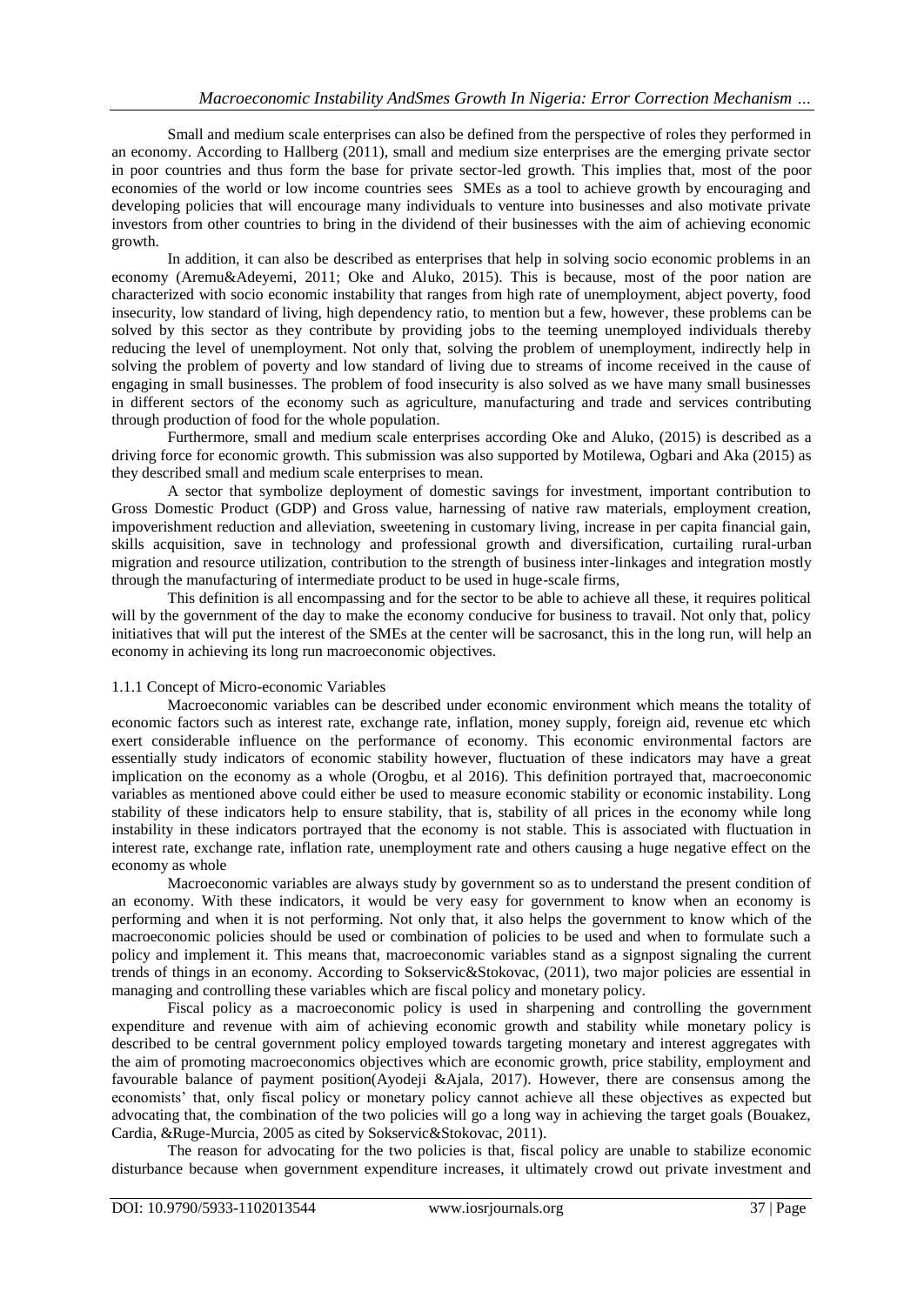Small and medium scale enterprises can also be defined from the perspective of roles they performed in an economy. According to Hallberg (2011), small and medium size enterprises are the emerging private sector in poor countries and thus form the base for private sector-led growth. This implies that, most of the poor economies of the world or low income countries sees SMEs as a tool to achieve growth by encouraging and developing policies that will encourage many individuals to venture into businesses and also motivate private investors from other countries to bring in the dividend of their businesses with the aim of achieving economic growth.

In addition, it can also be described as enterprises that help in solving socio economic problems in an economy (Aremu&Adeyemi, 2011; Oke and Aluko, 2015). This is because, most of the poor nation are characterized with socio economic instability that ranges from high rate of unemployment, abject poverty, food insecurity, low standard of living, high dependency ratio, to mention but a few, however, these problems can be solved by this sector as they contribute by providing jobs to the teeming unemployed individuals thereby reducing the level of unemployment. Not only that, solving the problem of unemployment, indirectly help in solving the problem of poverty and low standard of living due to streams of income received in the cause of engaging in small businesses. The problem of food insecurity is also solved as we have many small businesses in different sectors of the economy such as agriculture, manufacturing and trade and services contributing through production of food for the whole population.

Furthermore, small and medium scale enterprises according Oke and Aluko, (2015) is described as a driving force for economic growth. This submission was also supported by Motilewa, Ogbari and Aka (2015) as they described small and medium scale enterprises to mean.

A sector that symbolize deployment of domestic savings for investment, important contribution to Gross Domestic Product (GDP) and Gross value, harnessing of native raw materials, employment creation, impoverishment reduction and alleviation, sweetening in customary living, increase in per capita financial gain, skills acquisition, save in technology and professional growth and diversification, curtailing rural-urban migration and resource utilization, contribution to the strength of business inter-linkages and integration mostly through the manufacturing of intermediate product to be used in huge-scale firms,

This definition is all encompassing and for the sector to be able to achieve all these, it requires political will by the government of the day to make the economy conducive for business to travail. Not only that, policy initiatives that will put the interest of the SMEs at the center will be sacrosanct, this in the long run, will help an economy in achieving its long run macroeconomic objectives.

### 1.1.1 Concept of Micro-economic Variables

Macroeconomic variables can be described under economic environment which means the totality of economic factors such as interest rate, exchange rate, inflation, money supply, foreign aid, revenue etc which exert considerable influence on the performance of economy. This economic environmental factors are essentially study indicators of economic stability however, fluctuation of these indicators may have a great implication on the economy as a whole (Orogbu, et al 2016). This definition portrayed that, macroeconomic variables as mentioned above could either be used to measure economic stability or economic instability. Long stability of these indicators help to ensure stability, that is, stability of all prices in the economy while long instability in these indicators portrayed that the economy is not stable. This is associated with fluctuation in interest rate, exchange rate, inflation rate, unemployment rate and others causing a huge negative effect on the economy as whole

Macroeconomic variables are always study by government so as to understand the present condition of an economy. With these indicators, it would be very easy for government to know when an economy is performing and when it is not performing. Not only that, it also helps the government to know which of the macroeconomic policies should be used or combination of policies to be used and when to formulate such a policy and implement it. This means that, macroeconomic variables stand as a signpost signaling the current trends of things in an economy. According to Sokservic&Stokovac, (2011), two major policies are essential in managing and controlling these variables which are fiscal policy and monetary policy.

Fiscal policy as a macroeconomic policy is used in sharpening and controlling the government expenditure and revenue with aim of achieving economic growth and stability while monetary policy is described to be central government policy employed towards targeting monetary and interest aggregates with the aim of promoting macroeconomics objectives which are economic growth, price stability, employment and favourable balance of payment position(Ayodeji &Ajala, 2017). However, there are consensus among the economists' that, only fiscal policy or monetary policy cannot achieve all these objectives as expected but advocating that, the combination of the two policies will go a long way in achieving the target goals (Bouakez, Cardia, &Ruge-Murcia, 2005 as cited by Sokservic&Stokovac, 2011).

The reason for advocating for the two policies is that, fiscal policy are unable to stabilize economic disturbance because when government expenditure increases, it ultimately crowd out private investment and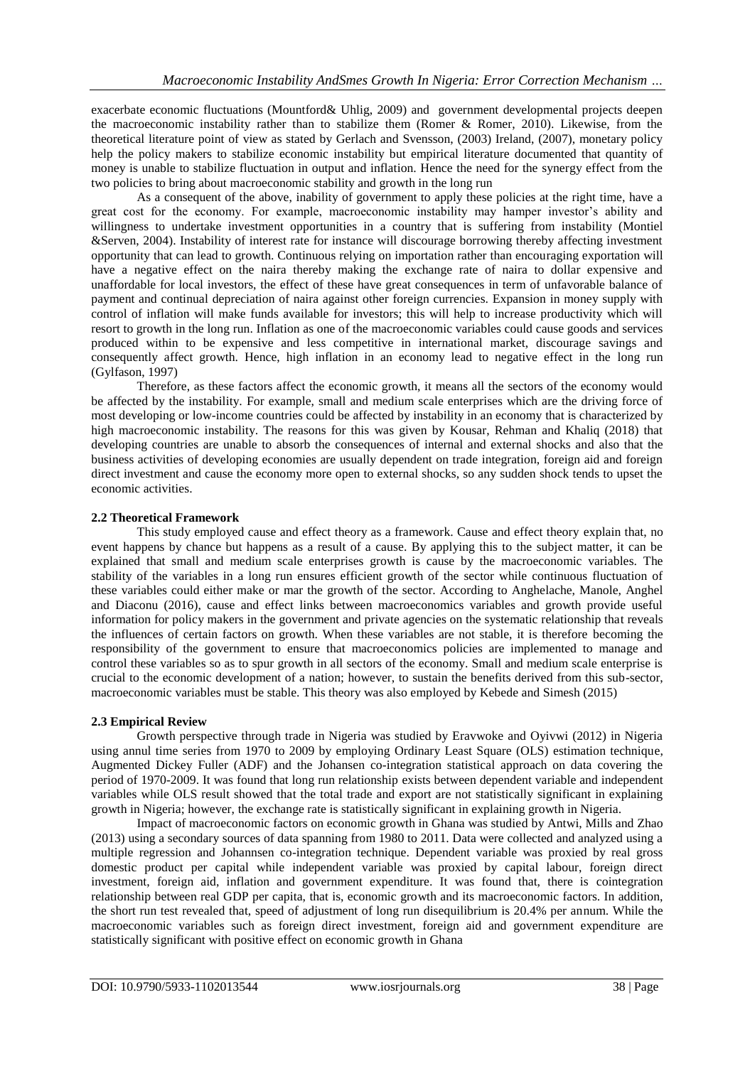exacerbate economic fluctuations (Mountford& Uhlig, 2009) and government developmental projects deepen the macroeconomic instability rather than to stabilize them (Romer & Romer, 2010). Likewise, from the theoretical literature point of view as stated by Gerlach and Svensson, (2003) Ireland, (2007), monetary policy help the policy makers to stabilize economic instability but empirical literature documented that quantity of money is unable to stabilize fluctuation in output and inflation. Hence the need for the synergy effect from the two policies to bring about macroeconomic stability and growth in the long run

As a consequent of the above, inability of government to apply these policies at the right time, have a great cost for the economy. For example, macroeconomic instability may hamper investor's ability and willingness to undertake investment opportunities in a country that is suffering from instability (Montiel &Serven, 2004). Instability of interest rate for instance will discourage borrowing thereby affecting investment opportunity that can lead to growth. Continuous relying on importation rather than encouraging exportation will have a negative effect on the naira thereby making the exchange rate of naira to dollar expensive and unaffordable for local investors, the effect of these have great consequences in term of unfavorable balance of payment and continual depreciation of naira against other foreign currencies. Expansion in money supply with control of inflation will make funds available for investors; this will help to increase productivity which will resort to growth in the long run. Inflation as one of the macroeconomic variables could cause goods and services produced within to be expensive and less competitive in international market, discourage savings and consequently affect growth. Hence, high inflation in an economy lead to negative effect in the long run (Gylfason, 1997)

Therefore, as these factors affect the economic growth, it means all the sectors of the economy would be affected by the instability. For example, small and medium scale enterprises which are the driving force of most developing or low-income countries could be affected by instability in an economy that is characterized by high macroeconomic instability. The reasons for this was given by Kousar, Rehman and Khaliq (2018) that developing countries are unable to absorb the consequences of internal and external shocks and also that the business activities of developing economies are usually dependent on trade integration, foreign aid and foreign direct investment and cause the economy more open to external shocks, so any sudden shock tends to upset the economic activities.

### 2.2 Theoretical Framework

This study employed cause and effect theory as a framework. Cause and effect theory explain that, no event happens by chance but happens as a result of a cause. By applying this to the subject matter, it can be explained that small and medium scale enterprises growth is cause by the macroeconomic variables. The stability of the variables in a long run ensures efficient growth of the sector while continuous fluctuation of these variables could either make or mar the growth of the sector. According to Anghelache, Manole, Anghel and Diaconu (2016), cause and effect links between macroeconomics variables and growth provide useful information for policy makers in the government and private agencies on the systematic relationship that reveals the influences of certain factors on growth. When these variables are not stable, it is therefore becoming the responsibility of the government to ensure that macroeconomics policies are implemented to manage and control these variables so as to spur growth in all sectors of the economy. Small and medium scale enterprise is crucial to the economic development of a nation; however, to sustain the benefits derived from this sub-sector, macroeconomic variables must be stable. This theory was also employed by Kebede and Simesh (2015)

### 2.3 Empirical Review

Growth perspective through trade in Nigeria was studied by Eravwoke and Oyivwi (2012) in Nigeria using annul time series from 1970 to 2009 by employing Ordinary Least Square (OLS) estimation technique, Augmented Dickey Fuller (ADF) and the Johansen co-integration statistical approach on data covering the period of 1970-2009. It was found that long run relationship exists between dependent variable and independent variables while OLS result showed that the total trade and export are not statistically significant in explaining growth in Nigeria; however, the exchange rate is statistically significant in explaining growth in Nigeria.

Impact of macroeconomic factors on economic growth in Ghana was studied by Antwi, Mills and Zhao (2013) using a secondary sources of data spanning from 1980 to 2011. Data were collected and analyzed using a multiple regression and Johannsen co-integration technique. Dependent variable was proxied by real gross domestic product per capital while independent variable was proxied by capital labour, foreign direct investment, foreign aid, inflation and government expenditure. It was found that, there is cointegration relationship between real GDP per capita, that is, economic growth and its macroeconomic factors. In addition, the short run test revealed that, speed of adjustment of long run disequilibrium is 20.4% per annum. While the macroeconomic variables such as foreign direct investment, foreign aid and government expenditure are statistically significant with positive effect on economic growth in Ghana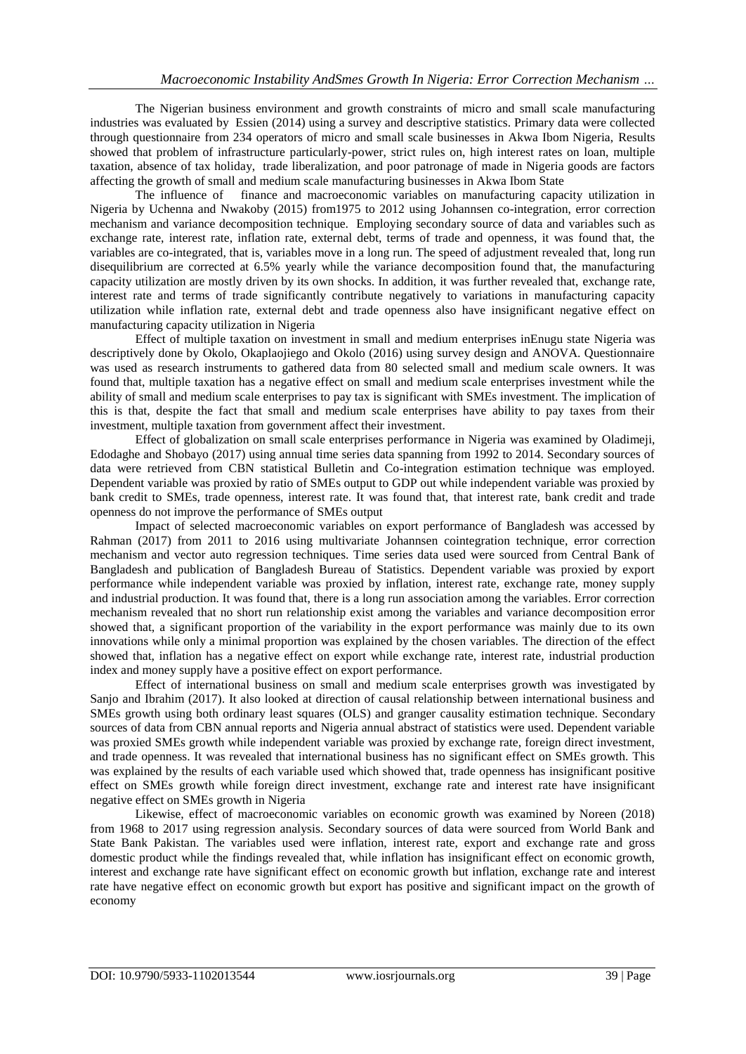The Nigerian business environment and growth constraints of micro and small scale manufacturing industries was evaluated by Essien (2014) using a survey and descriptive statistics. Primary data were collected through questionnaire from 234 operators of micro and small scale businesses in Akwa Ibom Nigeria, Results showed that problem of infrastructure particularly-power, strict rules on, high interest rates on loan, multiple taxation, absence of tax holiday, trade liberalization, and poor patronage of made in Nigeria goods are factors affecting the growth of small and medium scale manufacturing businesses in Akwa Ibom State

The influence of finance and macroeconomic variables on manufacturing capacity utilization in Nigeria by Uchenna and Nwakoby (2015) from1975 to 2012 using Johannsen co-integration, error correction mechanism and variance decomposition technique. Employing secondary source of data and variables such as exchange rate, interest rate, inflation rate, external debt, terms of trade and openness, it was found that, the variables are co-integrated, that is, variables move in a long run. The speed of adjustment revealed that, long run disequilibrium are corrected at 6.5% yearly while the variance decomposition found that, the manufacturing capacity utilization are mostly driven by its own shocks. In addition, it was further revealed that, exchange rate, interest rate and terms of trade significantly contribute negatively to variations in manufacturing capacity utilization while inflation rate, external debt and trade openness also have insignificant negative effect on manufacturing capacity utilization in Nigeria

Effect of multiple taxation on investment in small and medium enterprises inEnugu state Nigeria was descriptively done by Okolo, Okaplaojiego and Okolo (2016) using survey design and ANOVA. Questionnaire was used as research instruments to gathered data from 80 selected small and medium scale owners. It was found that, multiple taxation has a negative effect on small and medium scale enterprises investment while the ability of small and medium scale enterprises to pay tax is significant with SMEs investment. The implication of this is that, despite the fact that small and medium scale enterprises have ability to pay taxes from their investment, multiple taxation from government affect their investment.

Effect of globalization on small scale enterprises performance in Nigeria was examined by Oladimeji, Edodaghe and Shobayo (2017) using annual time series data spanning from 1992 to 2014. Secondary sources of data were retrieved from CBN statistical Bulletin and Co-integration estimation technique was employed. Dependent variable was proxied by ratio of SMEs output to GDP out while independent variable was proxied by bank credit to SMEs, trade openness, interest rate. It was found that, that interest rate, bank credit and trade openness do not improve the performance of SMEs output

Impact of selected macroeconomic variables on export performance of Bangladesh was accessed by Rahman (2017) from 2011 to 2016 using multivariate Johannsen cointegration technique, error correction mechanism and vector auto regression techniques. Time series data used were sourced from Central Bank of Bangladesh and publication of Bangladesh Bureau of Statistics. Dependent variable was proxied by export performance while independent variable was proxied by inflation, interest rate, exchange rate, money supply and industrial production. It was found that, there is a long run association among the variables. Error correction mechanism revealed that no short run relationship exist among the variables and variance decomposition error showed that, a significant proportion of the variability in the export performance was mainly due to its own innovations while only a minimal proportion was explained by the chosen variables. The direction of the effect showed that, inflation has a negative effect on export while exchange rate, interest rate, industrial production index and money supply have a positive effect on export performance.

Effect of international business on small and medium scale enterprises growth was investigated by Sanjo and Ibrahim (2017). It also looked at direction of causal relationship between international business and SMEs growth using both ordinary least squares (OLS) and granger causality estimation technique. Secondary sources of data from CBN annual reports and Nigeria annual abstract of statistics were used. Dependent variable was proxied SMEs growth while independent variable was proxied by exchange rate, foreign direct investment, and trade openness. It was revealed that international business has no significant effect on SMEs growth. This was explained by the results of each variable used which showed that, trade openness has insignificant positive effect on SMEs growth while foreign direct investment, exchange rate and interest rate have insignificant negative effect on SMEs growth in Nigeria

Likewise, effect of macroeconomic variables on economic growth was examined by Noreen (2018) from 1968 to 2017 using regression analysis. Secondary sources of data were sourced from World Bank and State Bank Pakistan. The variables used were inflation, interest rate, export and exchange rate and gross domestic product while the findings revealed that, while inflation has insignificant effect on economic growth, interest and exchange rate have significant effect on economic growth but inflation, exchange rate and interest rate have negative effect on economic growth but export has positive and significant impact on the growth of economy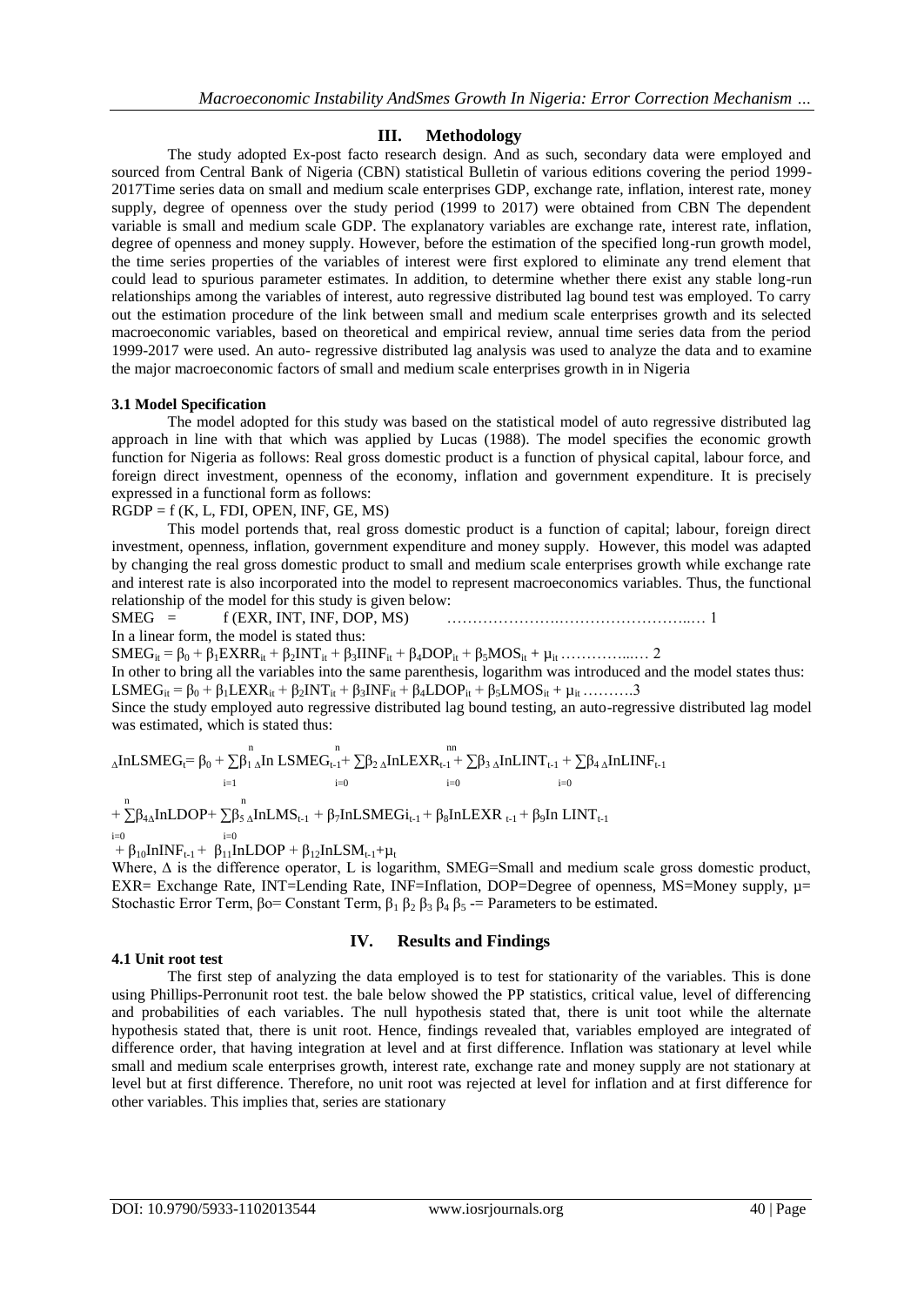## III. Methodology

The study adopted Ex-post facto research design. And as such, secondary data were employed and sourced from Central Bank of Nigeria (CBN) statistical Bulletin of various editions covering the period 1999-2017Time series data on small and medium scale enterprises GDP, exchange rate, inflation, interest rate, money supply, degree of openness over the study period (1999 to 2017) were obtained from CBN The dependent variable is small and medium scale GDP. The explanatory variables are exchange rate, interest rate, inflation, degree of openness and money supply. However, before the estimation of the specified long-run growth model, the time series properties of the variables of interest were first explored to eliminate any trend element that could lead to spurious parameter estimates. In addition, to determine whether there exist any stable long-run relationships among the variables of interest, auto regressive distributed lag bound test was employed. To carry out the estimation procedure of the link between small and medium scale enterprises growth and its selected macroeconomic variables, based on theoretical and empirical review, annual time series data from the period 1999-2017 were used. An auto- regressive distributed lag analysis was used to analyze the data and to examine the major macroeconomic factors of small and medium scale enterprises growth in in Nigeria

### 3.1 Model Specification

The model adopted for this study was based on the statistical model of auto regressive distributed lag approach in line with that which was applied by Lucas (1988). The model specifies the economic growth function for Nigeria as follows: Real gross domestic product is a function of physical capital, labour force, and foreign direct investment, openness of the economy, inflation and government expenditure. It is precisely expressed in a functional form as follows:

$$RGDP = f(K, L, FDI, OPEN, INF, GE, MS)$$

This model portends that, real gross domestic product is a function of capital; labour, foreign direct investment, openness, inflation, government expenditure and money supply. However, this model was adapted by changing the real gross domestic product to small and medium scale enterprises growth while exchange rate and interest rate is also incorporated into the model to represent macroeconomics variables. Thus, the functional relationship of the model for this study is given below:

$$SMEG = f(EXR, INT, INF, DOP, MS) \qquad \ldots\ldots 1$$

In a linear form, the model is stated thus:

$$SMEG_{it} = \beta_0 + \beta_1 EXRR_{it} + \beta_2 INT_{it} + \beta_3 IINF_{it} + \beta_4 DOP_{it} + \beta_5 MOS_{it} + \mu_{it} \ldots\ldots 2$$

In other to bring all the variables into the same parenthesis, logarithm was introduced and the model states thus:

$$LSMEG_{it} = \beta_0 + \beta_1 LEXR_{it} + \beta_2 INT_{it} + \beta_3 INF_{it} + \beta_4 LDOP_{it} + \beta_5 LMOS_{it} + \mu_{it} \ldots\ldots 3$$

Since the study employed auto regressive distributed lag bound testing, an auto-regressive distributed lag model was estimated, which is stated thus:

$$\Delta InLSMEG_t = \beta_0 + \sum_{i=1}^{n}\beta_1 \Delta In\,LSMEG_{t-1} + \sum_{i=0}^{n}\beta_2 \Delta InLEXR_{t-1} + \sum_{i=0}^{nn}\beta_3 \Delta InLINT_{t-1} + \sum_{i=0}\beta_4 \Delta InLINF_{t-1}$$
$$+ \sum_{i=0}^{n}\beta_{4}\Delta InLDOP + \sum_{i=0}^{n}\beta_5 \Delta InLMS_{t-1} + \beta_7 InLSMEGi_{t-1} + \beta_8 InLEXR_{t-1} + \beta_9 In\,LINT_{t-1}$$
$$+ \beta_{10} InINF_{t-1} + \beta_{11} InLDOP + \beta_{12} InLSM_{t-1} + \mu_t$$

Where, $\Delta$ is the difference operator, L is logarithm, SMEG=Small and medium scale gross domestic product, EXR= Exchange Rate, INT=Lending Rate, INF=Inflation, DOP=Degree of openness, MS=Money supply, $\mu$= Stochastic Error Term, $\beta o$= Constant Term, $\beta_1$ $\beta_2$ $\beta_3$ $\beta_4$ $\beta_5$ -= Parameters to be estimated.

## IV. Results and Findings

### 4.1 Unit root test

The first step of analyzing the data employed is to test for stationarity of the variables. This is done using Phillips-Perronunit root test. the bale below showed the PP statistics, critical value, level of differencing and probabilities of each variables. The null hypothesis stated that, there is unit toot while the alternate hypothesis stated that, there is unit root. Hence, findings revealed that, variables employed are integrated of difference order, that having integration at level and at first difference. Inflation was stationary at level while small and medium scale enterprises growth, interest rate, exchange rate and money supply are not stationary at level but at first difference. Therefore, no unit root was rejected at level for inflation and at first difference for other variables. This implies that, series are stationary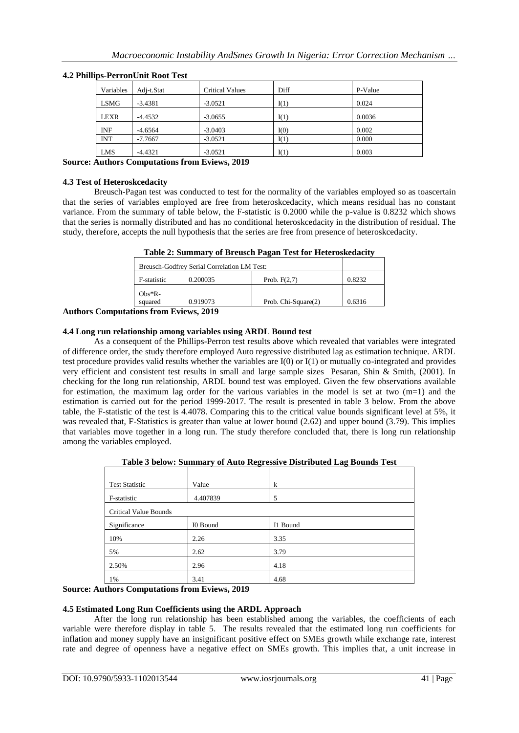### 4.2 Phillips-PerronUnit Root Test

| Variables | Adj-t.Stat | Critical Values | Diff | P-Value |
|---|---|---|---|---|
| LSMG | -3.4381 | -3.0521 | I(1) | 0.024 |
| LEXR | -4.4532 | -3.0655 | I(1) | 0.0036 |
| INF | -4.6564 | -3.0403 | I(0) | 0.002 |
| INT | -7.7667 | -3.0521 | I(1) | 0.000 |
| LMS | -4.4321 | -3.0521 | I(1) | 0.003 |

**Source: Authors Computations from Eviews, 2019**

### 4.3 Test of Heteroskcedacity

Breusch-Pagan test was conducted to test for the normality of the variables employed so as toascertain that the series of variables employed are free from heteroskcedacity, which means residual has no constant variance. From the summary of table below, the F-statistic is 0.2000 while the p-value is 0.8232 which shows that the series is normally distributed and has no conditional heteroskcedacity in the distribution of residual. The study, therefore, accepts the null hypothesis that the series are free from presence of heteroskcedacity.

**Table 2: Summary of Breusch Pagan Test for Heteroskedacity**

| Breusch-Godfrey Serial Correlation LM Test: | | | |
|---|---|---|---|
| F-statistic | 0.200035 | Prob. F(2,7) | 0.8232 |
| Obs*R-squared | 0.919073 | Prob. Chi-Square(2) | 0.6316 |

**Authors Computations from Eviews, 2019**

### 4.4 Long run relationship among variables using ARDL Bound test

As a consequent of the Phillips-Perron test results above which revealed that variables were integrated of difference order, the study therefore employed Auto regressive distributed lag as estimation technique. ARDL test procedure provides valid results whether the variables are I(0) or I(1) or mutually co-integrated and provides very efficient and consistent test results in small and large sample sizes Pesaran, Shin & Smith, (2001). In checking for the long run relationship, ARDL bound test was employed. Given the few observations available for estimation, the maximum lag order for the various variables in the model is set at two (m=1) and the estimation is carried out for the period 1999-2017. The result is presented in table 3 below. From the above table, the F-statistic of the test is 4.4078. Comparing this to the critical value bounds significant level at 5%, it was revealed that, F-Statistics is greater than value at lower bound (2.62) and upper bound (3.79). This implies that variables move together in a long run. The study therefore concluded that, there is long run relationship among the variables employed.

**Table 3 below: Summary of Auto Regressive Distributed Lag Bounds Test**

| Test Statistic | Value | k |
|---|---|---|
| F-statistic | 4.407839 | 5 |
| Critical Value Bounds | | |
| Significance | I0 Bound | I1 Bound |
| 10% | 2.26 | 3.35 |
| 5% | 2.62 | 3.79 |
| 2.50% | 2.96 | 4.18 |
| 1% | 3.41 | 4.68 |

**Source: Authors Computations from Eviews, 2019**

### 4.5 Estimated Long Run Coefficients using the ARDL Approach

After the long run relationship has been established among the variables, the coefficients of each variable were therefore display in table 5. The results revealed that the estimated long run coefficients for inflation and money supply have an insignificant positive effect on SMEs growth while exchange rate, interest rate and degree of openness have a negative effect on SMEs growth. This implies that, a unit increase in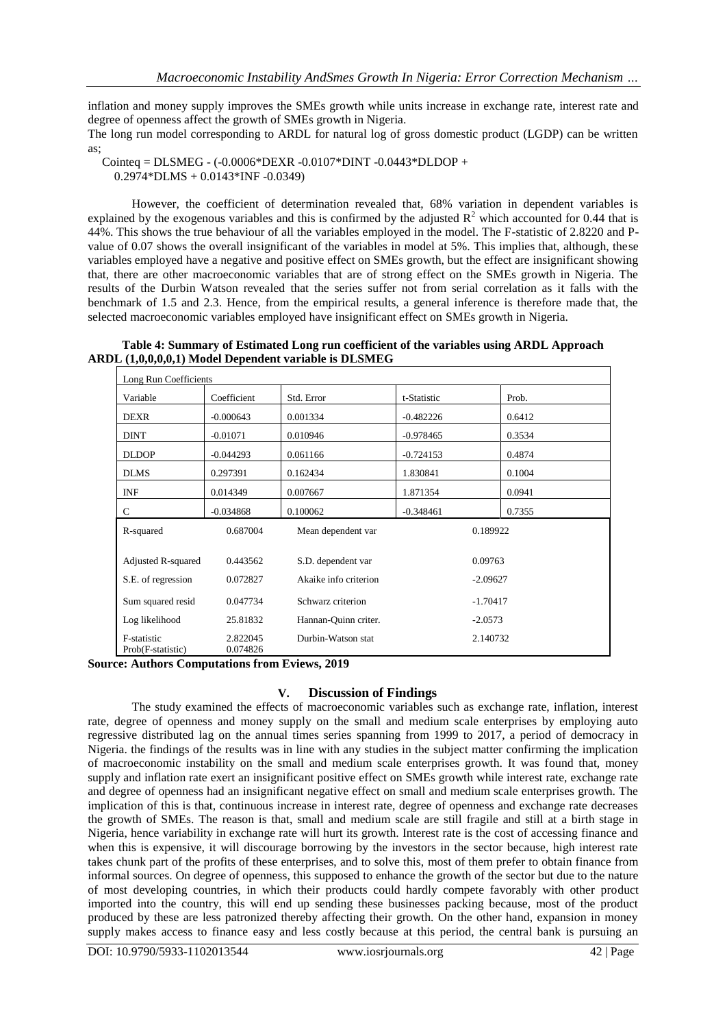inflation and money supply improves the SMEs growth while units increase in exchange rate, interest rate and degree of openness affect the growth of SMEs growth in Nigeria.

The long run model corresponding to ARDL for natural log of gross domestic product (LGDP) can be written as;

Cointeq = DLSMEG - (-0.0006*DEXR -0.0107*DINT -0.0443*DLDOP + 0.2974*DLMS + 0.0143*INF -0.0349)

However, the coefficient of determination revealed that, 68% variation in dependent variables is explained by the exogenous variables and this is confirmed by the adjusted $R^2$ which accounted for 0.44 that is 44%. This shows the true behaviour of all the variables employed in the model. The F-statistic of 2.8220 and P-value of 0.07 shows the overall insignificant of the variables in model at 5%. This implies that, although, these variables employed have a negative and positive effect on SMEs growth, but the effect are insignificant showing that, there are other macroeconomic variables that are of strong effect on the SMEs growth in Nigeria. The results of the Durbin Watson revealed that the series suffer not from serial correlation as it falls with the benchmark of 1.5 and 2.3. Hence, from the empirical results, a general inference is therefore made that, the selected macroeconomic variables employed have insignificant effect on SMEs growth in Nigeria.

**Table 4: Summary of Estimated Long run coefficient of the variables using ARDL Approach ARDL (1,0,0,0,0,1) Model Dependent variable is DLSMEG**

| Long Run Coefficients | | | | |
|---|---|---|---|---|
| Variable | Coefficient | Std. Error | t-Statistic | Prob. |
| DEXR | -0.000643 | 0.001334 | -0.482226 | 0.6412 |
| DINT | -0.01071 | 0.010946 | -0.978465 | 0.3534 |
| DLDOP | -0.044293 | 0.061166 | -0.724153 | 0.4874 |
| DLMS | 0.297391 | 0.162434 | 1.830841 | 0.1004 |
| INF | 0.014349 | 0.007667 | 1.871354 | 0.0941 |
| C | -0.034868 | 0.100062 | -0.348461 | 0.7355 |
| R-squared | 0.687004 | Mean dependent var | 0.189922 | |
| Adjusted R-squared | 0.443562 | S.D. dependent var | 0.09763 | |
| S.E. of regression | 0.072827 | Akaike info criterion | -2.09627 | |
| Sum squared resid | 0.047734 | Schwarz criterion | -1.70417 | |
| Log likelihood | 25.81832 | Hannan-Quinn criter. | -2.0573 | |
| F-statistic<br>Prob(F-statistic) | 2.822045<br>0.074826 | Durbin-Watson stat | 2.140732 | |

**Source: Authors Computations from Eviews, 2019**

## V. Discussion of Findings

The study examined the effects of macroeconomic variables such as exchange rate, inflation, interest rate, degree of openness and money supply on the small and medium scale enterprises by employing auto regressive distributed lag on the annual times series spanning from 1999 to 2017, a period of democracy in Nigeria. the findings of the results was in line with any studies in the subject matter confirming the implication of macroeconomic instability on the small and medium scale enterprises growth. It was found that, money supply and inflation rate exert an insignificant positive effect on SMEs growth while interest rate, exchange rate and degree of openness had an insignificant negative effect on small and medium scale enterprises growth. The implication of this is that, continuous increase in interest rate, degree of openness and exchange rate decreases the growth of SMEs. The reason is that, small and medium scale are still fragile and still at a birth stage in Nigeria, hence variability in exchange rate will hurt its growth. Interest rate is the cost of accessing finance and when this is expensive, it will discourage borrowing by the investors in the sector because, high interest rate takes chunk part of the profits of these enterprises, and to solve this, most of them prefer to obtain finance from informal sources. On degree of openness, this supposed to enhance the growth of the sector but due to the nature of most developing countries, in which their products could hardly compete favorably with other product imported into the country, this will end up sending these businesses packing because, most of the product produced by these are less patronized thereby affecting their growth. On the other hand, expansion in money supply makes access to finance easy and less costly because at this period, the central bank is pursuing an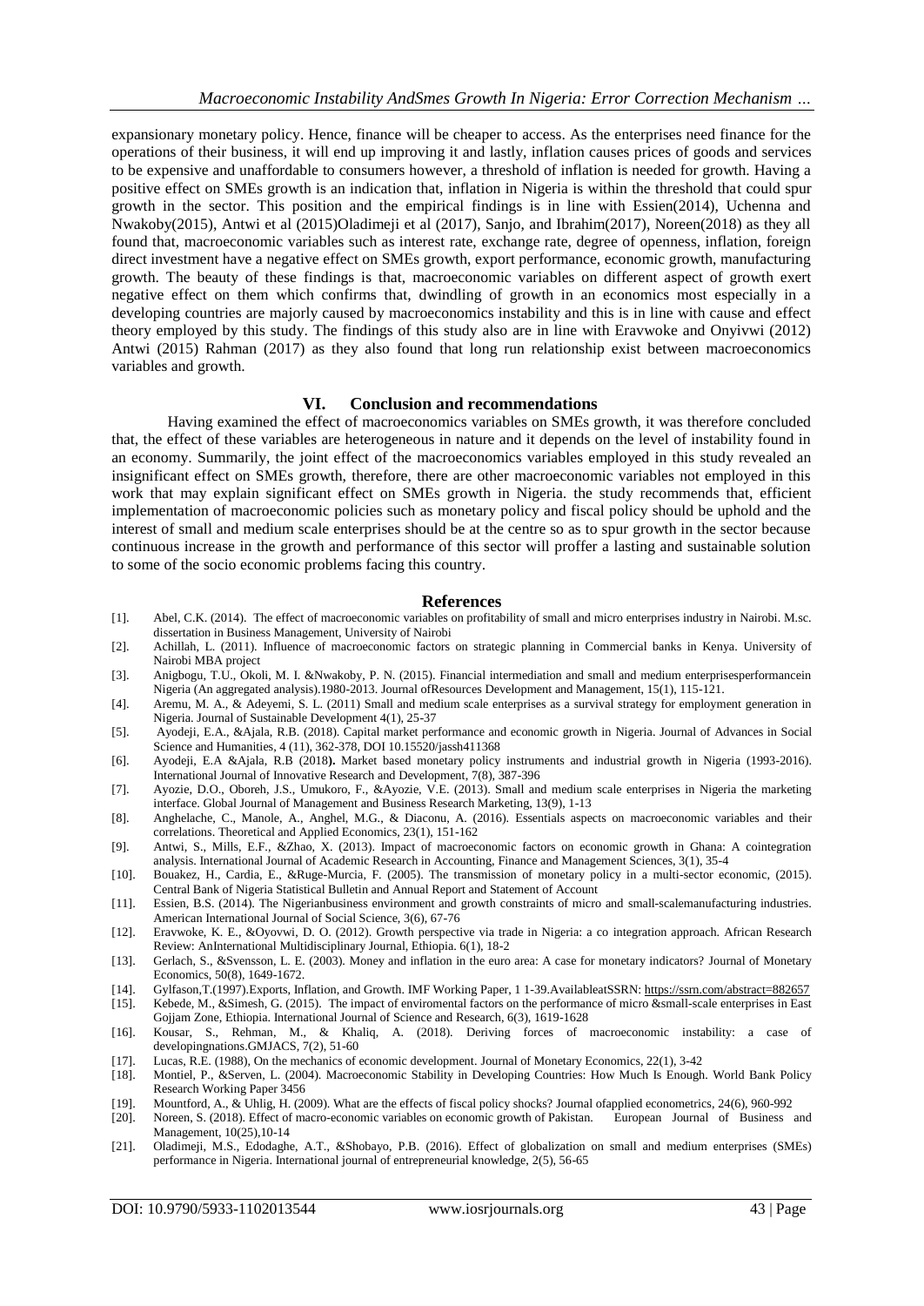expansionary monetary policy. Hence, finance will be cheaper to access. As the enterprises need finance for the operations of their business, it will end up improving it and lastly, inflation causes prices of goods and services to be expensive and unaffordable to consumers however, a threshold of inflation is needed for growth. Having a positive effect on SMEs growth is an indication that, inflation in Nigeria is within the threshold that could spur growth in the sector. This position and the empirical findings is in line with Essien(2014), Uchenna and Nwakoby(2015), Antwi et al (2015)Oladimeji et al (2017), Sanjo, and Ibrahim(2017), Noreen(2018) as they all found that, macroeconomic variables such as interest rate, exchange rate, degree of openness, inflation, foreign direct investment have a negative effect on SMEs growth, export performance, economic growth, manufacturing growth. The beauty of these findings is that, macroeconomic variables on different aspect of growth exert negative effect on them which confirms that, dwindling of growth in an economics most especially in a developing countries are majorly caused by macroeconomics instability and this is in line with cause and effect theory employed by this study. The findings of this study also are in line with Eravwoke and Onyivwi (2012) Antwi (2015) Rahman (2017) as they also found that long run relationship exist between macroeconomics variables and growth.

## VI. Conclusion and recommendations

Having examined the effect of macroeconomics variables on SMEs growth, it was therefore concluded that, the effect of these variables are heterogeneous in nature and it depends on the level of instability found in an economy. Summarily, the joint effect of the macroeconomics variables employed in this study revealed an insignificant effect on SMEs growth, therefore, there are other macroeconomic variables not employed in this work that may explain significant effect on SMEs growth in Nigeria. the study recommends that, efficient implementation of macroeconomic policies such as monetary policy and fiscal policy should be uphold and the interest of small and medium scale enterprises should be at the centre so as to spur growth in the sector because continuous increase in the growth and performance of this sector will proffer a lasting and sustainable solution to some of the socio economic problems facing this country.

## References

[1]. Abel, C.K. (2014). The effect of macroeconomic variables on profitability of small and micro enterprises industry in Nairobi. M.sc. dissertation in Business Management, University of Nairobi

[2]. Achillah, L. (2011). Influence of macroeconomic factors on strategic planning in Commercial banks in Kenya. University of Nairobi MBA project

[3]. Anigbogu, T.U., Okoli, M. I. &Nwakoby, P. N. (2015). Financial intermediation and small and medium enterprisesperformancein Nigeria (An aggregated analysis).1980-2013. Journal ofResources Development and Management, 15(1), 115-121.

[4]. Aremu, M. A., & Adeyemi, S. L. (2011) Small and medium scale enterprises as a survival strategy for employment generation in Nigeria. Journal of Sustainable Development 4(1), 25-37

[5]. Ayodeji, E.A., &Ajala, R.B. (2018). Capital market performance and economic growth in Nigeria. Journal of Advances in Social Science and Humanities, 4 (11), 362-378, DOI 10.15520/jassh411368

[6]. Ayodeji, E.A &Ajala, R.B (2018**).** Market based monetary policy instruments and industrial growth in Nigeria (1993-2016). International Journal of Innovative Research and Development, 7(8), 387-396

[7]. Ayozie, D.O., Oboreh, J.S., Umukoro, F., &Ayozie, V.E. (2013). Small and medium scale enterprises in Nigeria the marketing interface. Global Journal of Management and Business Research Marketing, 13(9), 1-13

[8]. Anghelache, C., Manole, A., Anghel, M.G., & Diaconu, A. (2016). Essentials aspects on macroeconomic variables and their correlations. Theoretical and Applied Economics, 23(1), 151-162

[9]. Antwi, S., Mills, E.F., &Zhao, X. (2013). Impact of macroeconomic factors on economic growth in Ghana: A cointegration analysis. International Journal of Academic Research in Accounting, Finance and Management Sciences, 3(1), 35-4

[10]. Bouakez, H., Cardia, E., &Ruge-Murcia, F. (2005). The transmission of monetary policy in a multi-sector economic, (2015). Central Bank of Nigeria Statistical Bulletin and Annual Report and Statement of Account

[11]. Essien, B.S. (2014). The Nigerianbusiness environment and growth constraints of micro and small-scalemanufacturing industries. American International Journal of Social Science, 3(6), 67-76

[12]. Eravwoke, K. E., &Oyovwi, D. O. (2012). Growth perspective via trade in Nigeria: a co integration approach. African Research Review: AnInternational Multidisciplinary Journal, Ethiopia. 6(1), 18-2

[13]. Gerlach, S., &Svensson, L. E. (2003). Money and inflation in the euro area: A case for monetary indicators? Journal of Monetary Economics, 50(8), 1649-1672.

[14]. Gylfason,T.(1997).Exports, Inflation, and Growth. IMF Working Paper, 1 1-39.AvailableatSSRN: https://ssrn.com/abstract=882657

[15]. Kebede, M., &Simesh, G. (2015). The impact of enviromental factors on the performance of micro &small-scale enterprises in East Gojjam Zone, Ethiopia. International Journal of Science and Research, 6(3), 1619-1628

[16]. Kousar, S., Rehman, M., & Khaliq, A. (2018). Deriving forces of macroeconomic instability: a case of developingnations.GMJACS, 7(2), 51-60

[17]. Lucas, R.E. (1988), On the mechanics of economic development. Journal of Monetary Economics, 22(1), 3-42

[18]. Montiel, P., &Serven, L. (2004). Macroeconomic Stability in Developing Countries: How Much Is Enough. World Bank Policy Research Working Paper 3456

[19]. Mountford, A., & Uhlig, H. (2009). What are the effects of fiscal policy shocks? Journal ofapplied econometrics, 24(6), 960-992

[20]. Noreen, S. (2018). Effect of macro-economic variables on economic growth of Pakistan. European Journal of Business and Management, 10(25),10-14

[21]. Oladimeji, M.S., Edodaghe, A.T., &Shobayo, P.B. (2016). Effect of globalization on small and medium enterprises (SMEs) performance in Nigeria. International journal of entrepreneurial knowledge, 2(5), 56-65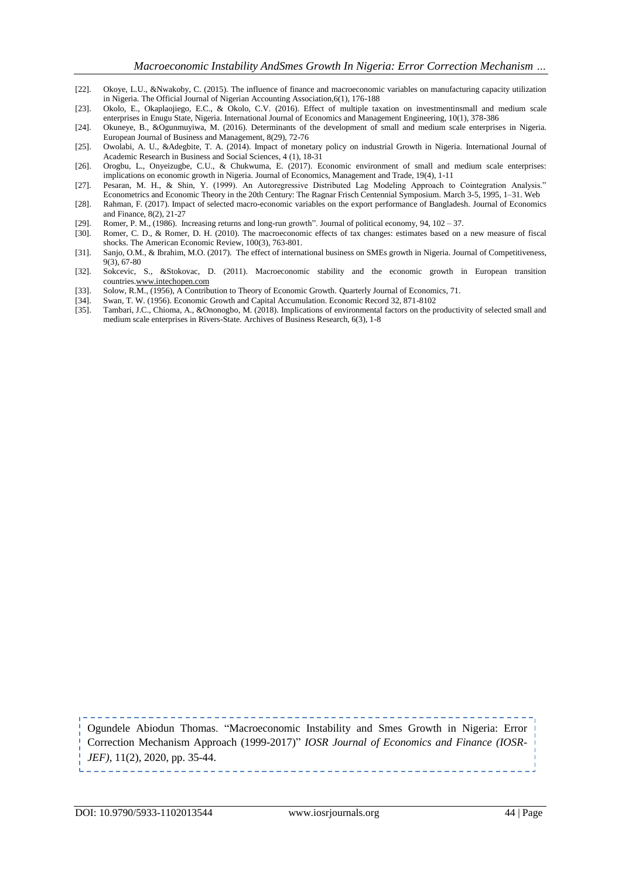[22]. Okoye, L.U., &Nwakoby, C. (2015). The influence of finance and macroeconomic variables on manufacturing capacity utilization in Nigeria. The Official Journal of Nigerian Accounting Association,6(1), 176-188

[23]. Okolo, E., Okaplaojiego, E.C., & Okolo, C.V. (2016). Effect of multiple taxation on investmentinsmall and medium scale enterprises in Enugu State, Nigeria. International Journal of Economics and Management Engineering, 10(1), 378-386

[24]. Okuneye, B., &Ogunmuyiwa, M. (2016). Determinants of the development of small and medium scale enterprises in Nigeria. European Journal of Business and Management, 8(29), 72-76

[25]. Owolabi, A. U., &Adegbite, T. A. (2014). Impact of monetary policy on industrial Growth in Nigeria. International Journal of Academic Research in Business and Social Sciences, 4 (1), 18-31

[26]. Orogbu, L., Onyeizugbe, C.U., & Chukwuma, E. (2017). Economic environment of small and medium scale enterprises: implications on economic growth in Nigeria. Journal of Economics, Management and Trade, 19(4), 1-11

[27]. Pesaran, M. H., & Shin, Y. (1999). An Autoregressive Distributed Lag Modeling Approach to Cointegration Analysis." Econometrics and Economic Theory in the 20th Century: The Ragnar Frisch Centennial Symposium. March 3-5, 1995, 1–31. Web

[28]. Rahman, F. (2017). Impact of selected macro-economic variables on the export performance of Bangladesh. Journal of Economics and Finance, 8(2), 21-27

[29]. Romer, P. M., (1986). Increasing returns and long-run growth". Journal of political economy, 94, 102 – 37.

[30]. Romer, C. D., & Romer, D. H. (2010). The macroeconomic effects of tax changes: estimates based on a new measure of fiscal shocks. The American Economic Review, 100(3), 763-801.

[31]. Sanjo, O.M., & Ibrahim, M.O. (2017). The effect of international business on SMEs growth in Nigeria. Journal of Competitiveness, 9(3), 67-80

[32]. Sokcevic, S., &Stokovac, D. (2011). Macroeconomic stability and the economic growth in European transition countries.www.intechopen.com

[33]. Solow, R.M., (1956), A Contribution to Theory of Economic Growth. Quarterly Journal of Economics, 71.

[34]. Swan, T. W. (1956). Economic Growth and Capital Accumulation. Economic Record 32, 871-8102

[35]. Tambari, J.C., Chioma, A., &Ononogbo, M. (2018). Implications of environmental factors on the productivity of selected small and medium scale enterprises in Rivers-State. Archives of Business Research, 6(3), 1-8

Ogundele Abiodun Thomas. "Macroeconomic Instability and Smes Growth in Nigeria: Error Correction Mechanism Approach (1999-2017)" *IOSR Journal of Economics and Finance (IOSR-JEF)*, 11(2), 2020, pp. 35-44.